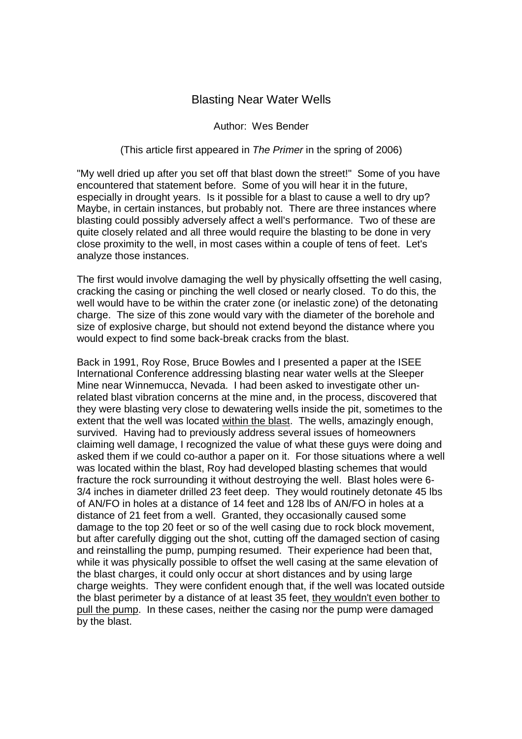# Blasting Near Water Wells

Author: Wes Bender

(This article first appeared in *The Primer* in the spring of 2006)

"My well dried up after you set off that blast down the street!" Some of you have encountered that statement before. Some of you will hear it in the future, especially in drought years. Is it possible for a blast to cause a well to dry up? Maybe, in certain instances, but probably not. There are three instances where blasting could possibly adversely affect a well's performance. Two of these are quite closely related and all three would require the blasting to be done in very close proximity to the well, in most cases within a couple of tens of feet. Let's analyze those instances.

The first would involve damaging the well by physically offsetting the well casing, cracking the casing or pinching the well closed or nearly closed. To do this, the well would have to be within the crater zone (or inelastic zone) of the detonating charge. The size of this zone would vary with the diameter of the borehole and size of explosive charge, but should not extend beyond the distance where you would expect to find some back-break cracks from the blast.

Back in 1991, Roy Rose, Bruce Bowles and I presented a paper at the ISEE International Conference addressing blasting near water wells at the Sleeper Mine near Winnemucca, Nevada. I had been asked to investigate other un-related blast vibration concerns at the mine and, in the process, discovered that they were blasting very close to dewatering wells inside the pit, sometimes to the extent that the well was located <u>within the blast</u>. The wells, amazingly enough, survived. Having had to previously address several issues of homeowners claiming well damage, I recognized the value of what these guys were doing and asked them if we could co-author a paper on it. For those situations where a well was located within the blast, Roy had developed blasting schemes that would fracture the rock surrounding it without destroying the well. Blast holes were 6-3/4 inches in diameter drilled 23 feet deep. They would routinely detonate 45 lbs of AN/FO in holes at a distance of 14 feet and 128 lbs of AN/FO in holes at a distance of 21 feet from a well. Granted, they occasionally caused some damage to the top 20 feet or so of the well casing due to rock block movement, but after carefully digging out the shot, cutting off the damaged section of casing and reinstalling the pump, pumping resumed. Their experience had been that, while it was physically possible to offset the well casing at the same elevation of the blast charges, it could only occur at short distances and by using large charge weights. They were confident enough that, if the well was located outside the blast perimeter by a distance of at least 35 feet, <u>they wouldn't even bother to pull the pump</u>. In these cases, neither the casing nor the pump were damaged by the blast.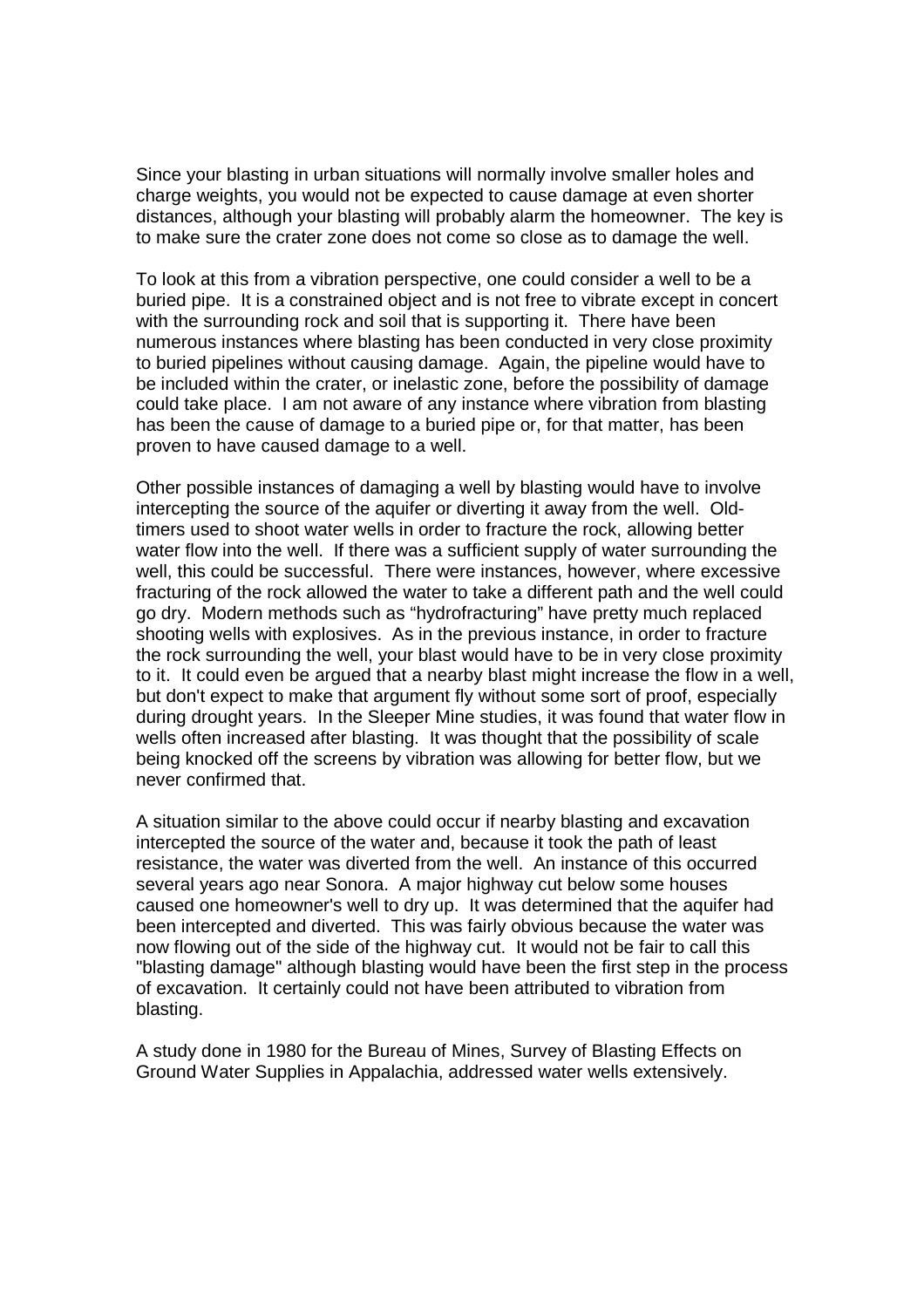Since your blasting in urban situations will normally involve smaller holes and charge weights, you would not be expected to cause damage at even shorter distances, although your blasting will probably alarm the homeowner. The key is to make sure the crater zone does not come so close as to damage the well.

To look at this from a vibration perspective, one could consider a well to be a buried pipe. It is a constrained object and is not free to vibrate except in concert with the surrounding rock and soil that is supporting it. There have been numerous instances where blasting has been conducted in very close proximity to buried pipelines without causing damage. Again, the pipeline would have to be included within the crater, or inelastic zone, before the possibility of damage could take place. I am not aware of any instance where vibration from blasting has been the cause of damage to a buried pipe or, for that matter, has been proven to have caused damage to a well.

Other possible instances of damaging a well by blasting would have to involve intercepting the source of the aquifer or diverting it away from the well. Old-timers used to shoot water wells in order to fracture the rock, allowing better water flow into the well. If there was a sufficient supply of water surrounding the well, this could be successful. There were instances, however, where excessive fracturing of the rock allowed the water to take a different path and the well could go dry. Modern methods such as "hydrofracturing" have pretty much replaced shooting wells with explosives. As in the previous instance, in order to fracture the rock surrounding the well, your blast would have to be in very close proximity to it. It could even be argued that a nearby blast might increase the flow in a well, but don't expect to make that argument fly without some sort of proof, especially during drought years. In the Sleeper Mine studies, it was found that water flow in wells often increased after blasting. It was thought that the possibility of scale being knocked off the screens by vibration was allowing for better flow, but we never confirmed that.

A situation similar to the above could occur if nearby blasting and excavation intercepted the source of the water and, because it took the path of least resistance, the water was diverted from the well. An instance of this occurred several years ago near Sonora. A major highway cut below some houses caused one homeowner's well to dry up. It was determined that the aquifer had been intercepted and diverted. This was fairly obvious because the water was now flowing out of the side of the highway cut. It would not be fair to call this "blasting damage" although blasting would have been the first step in the process of excavation. It certainly could not have been attributed to vibration from blasting.

A study done in 1980 for the Bureau of Mines, Survey of Blasting Effects on Ground Water Supplies in Appalachia, addressed water wells extensively.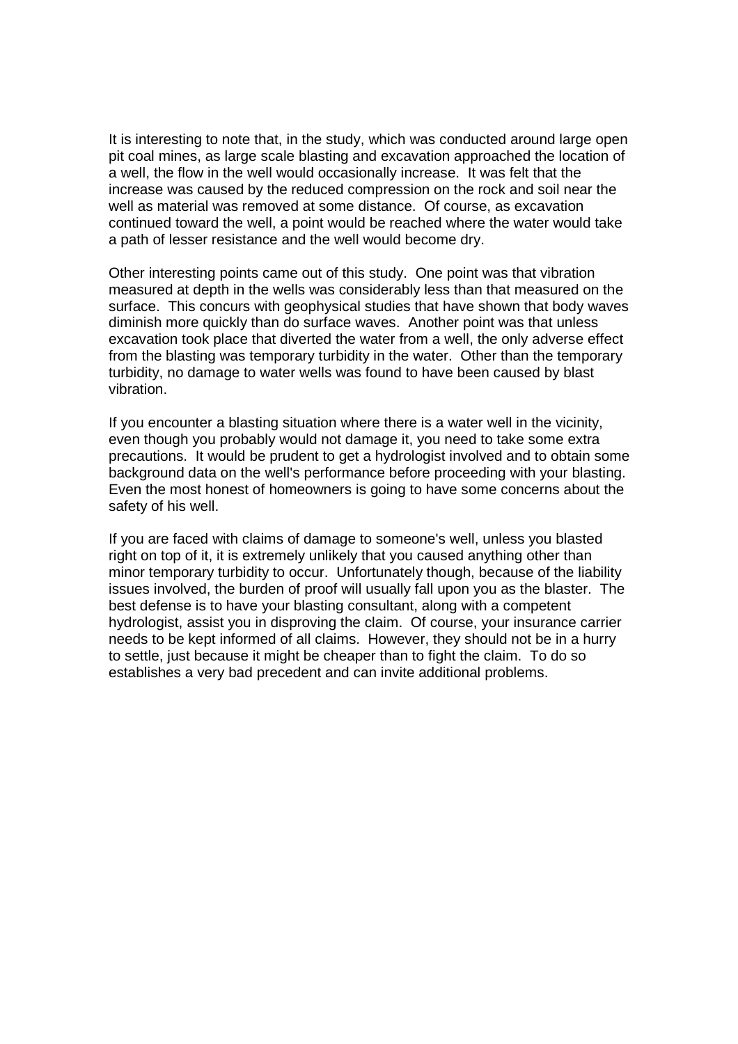It is interesting to note that, in the study, which was conducted around large open pit coal mines, as large scale blasting and excavation approached the location of a well, the flow in the well would occasionally increase. It was felt that the increase was caused by the reduced compression on the rock and soil near the well as material was removed at some distance. Of course, as excavation continued toward the well, a point would be reached where the water would take a path of lesser resistance and the well would become dry.

Other interesting points came out of this study. One point was that vibration measured at depth in the wells was considerably less than that measured on the surface. This concurs with geophysical studies that have shown that body waves diminish more quickly than do surface waves. Another point was that unless excavation took place that diverted the water from a well, the only adverse effect from the blasting was temporary turbidity in the water. Other than the temporary turbidity, no damage to water wells was found to have been caused by blast vibration.

If you encounter a blasting situation where there is a water well in the vicinity, even though you probably would not damage it, you need to take some extra precautions. It would be prudent to get a hydrologist involved and to obtain some background data on the well's performance before proceeding with your blasting. Even the most honest of homeowners is going to have some concerns about the safety of his well.

If you are faced with claims of damage to someone's well, unless you blasted right on top of it, it is extremely unlikely that you caused anything other than minor temporary turbidity to occur. Unfortunately though, because of the liability issues involved, the burden of proof will usually fall upon you as the blaster. The best defense is to have your blasting consultant, along with a competent hydrologist, assist you in disproving the claim. Of course, your insurance carrier needs to be kept informed of all claims. However, they should not be in a hurry to settle, just because it might be cheaper than to fight the claim. To do so establishes a very bad precedent and can invite additional problems.